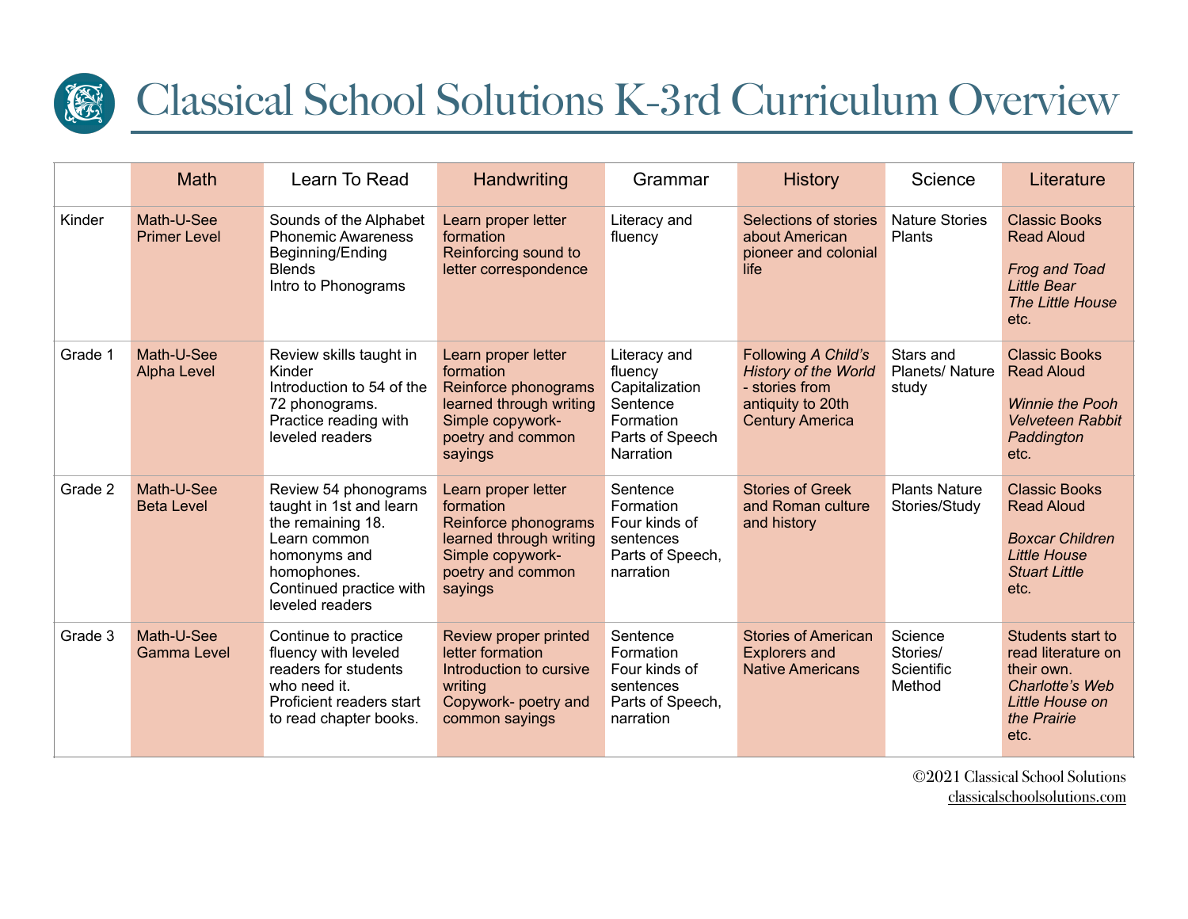# Classical School Solutions K-3rd Curriculum Overview

| | Math | Learn To Read | Handwriting | Grammar | History | Science | Literature |
|---|---|---|---|---|---|---|---|
| Kinder | Math-U-See Primer Level | Sounds of the Alphabet<br>Phonemic Awareness<br>Beginning/Ending Blends<br>Intro to Phonograms | Learn proper letter formation<br>Reinforcing sound to letter correspondence | Literacy and fluency | Selections of stories about American pioneer and colonial life | Nature Stories<br>Plants | Classic Books Read Aloud<br><br>*Frog and Toad*<br>*Little Bear*<br>*The Little House*<br>etc. |
| Grade 1 | Math-U-See Alpha Level | Review skills taught in Kinder<br>Introduction to 54 of the 72 phonograms.<br>Practice reading with leveled readers | Learn proper letter formation<br>Reinforce phonograms learned through writing<br>Simple copywork- poetry and common sayings | Literacy and fluency<br>Capitalization<br>Sentence Formation<br>Parts of Speech<br>Narration | Following *A Child's History of the World* - stories from antiquity to 20th Century America | Stars and Planets/ Nature study | Classic Books Read Aloud<br><br>*Winnie the Pooh*<br>*Velveteen Rabbit*<br>*Paddington*<br>etc. |
| Grade 2 | Math-U-See Beta Level | Review 54 phonograms taught in 1st and learn the remaining 18.<br>Learn common homonyms and homophones.<br>Continued practice with leveled readers | Learn proper letter formation<br>Reinforce phonograms learned through writing<br>Simple copywork- poetry and common sayings | Sentence Formation<br>Four kinds of sentences<br>Parts of Speech, narration | Stories of Greek and Roman culture and history | Plants Nature Stories/Study | Classic Books Read Aloud<br><br>*Boxcar Children*<br>*Little House*<br>*Stuart Little*<br>etc. |
| Grade 3 | Math-U-See Gamma Level | Continue to practice fluency with leveled readers for students who need it.<br>Proficient readers start to read chapter books. | Review proper printed letter formation<br>Introduction to cursive writing<br>Copywork- poetry and common sayings | Sentence Formation<br>Four kinds of sentences<br>Parts of Speech, narration | Stories of American Explorers and Native Americans | Science Stories/ Scientific Method | Students start to read literature on their own.<br>*Charlotte's Web*<br>*Little House on the Prairie*<br>etc. |

©2021 Classical School Solutions
classicalschoolsolutions.com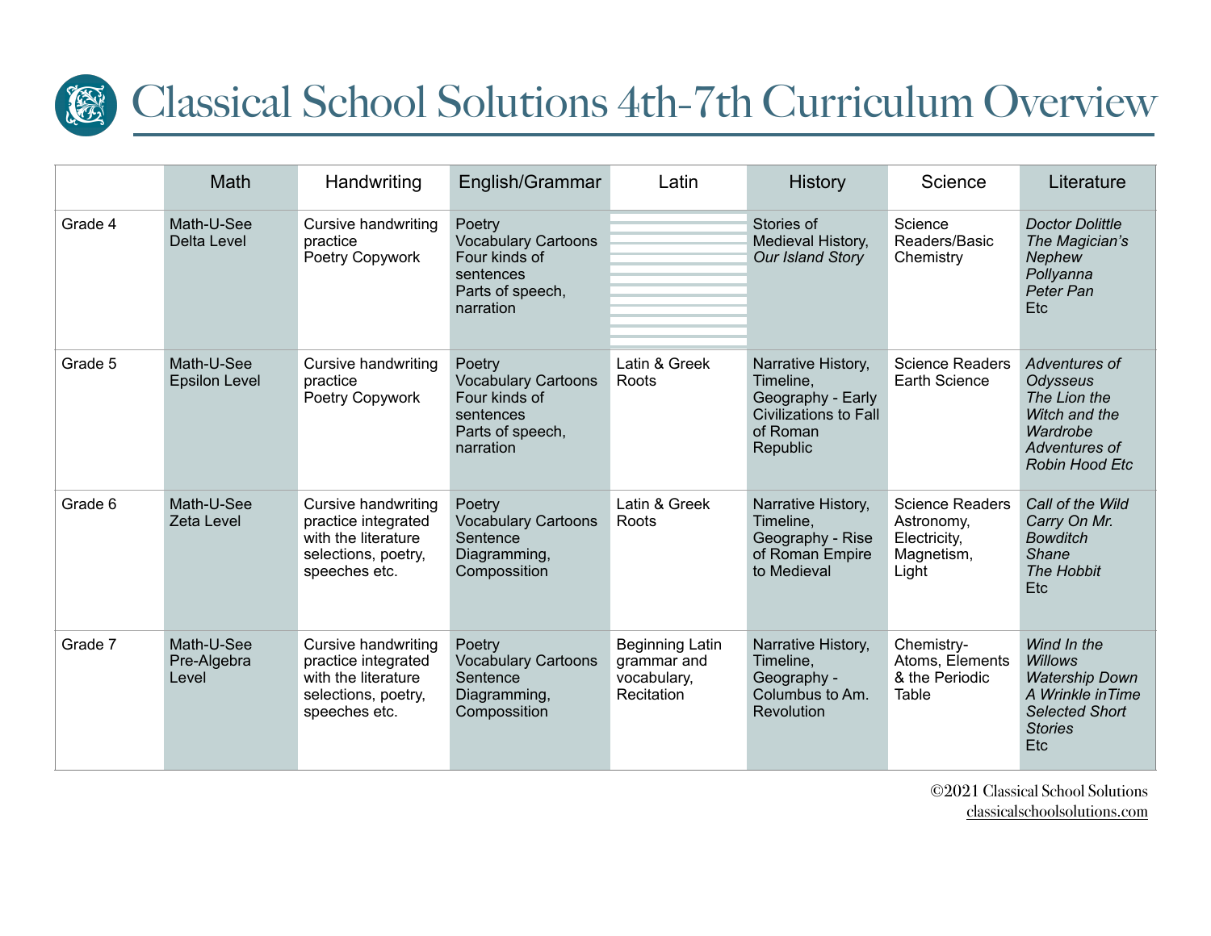# Classical School Solutions 4th-7th Curriculum Overview

| | Math | Handwriting | English/Grammar | Latin | History | Science | Literature |
|---|---|---|---|---|---|---|---|
| Grade 4 | Math-U-See Delta Level | Cursive handwriting practice Poetry Copywork | Poetry Vocabulary Cartoons Four kinds of sentences Parts of speech, narration | | Stories of Medieval History, *Our Island Story* | Science Readers/Basic Chemistry | *Doctor Dolittle* *The Magician's Nephew* *Pollyanna* *Peter Pan* Etc |
| Grade 5 | Math-U-See Epsilon Level | Cursive handwriting practice Poetry Copywork | Poetry Vocabulary Cartoons Four kinds of sentences Parts of speech, narration | Latin & Greek Roots | Narrative History, Timeline, Geography - Early Civilizations to Fall of Roman Republic | Science Readers Earth Science | *Adventures of Odysseus* *The Lion the Witch and the Wardrobe* *Adventures of Robin Hood Etc* |
| Grade 6 | Math-U-See Zeta Level | Cursive handwriting practice integrated with the literature selections, poetry, speeches etc. | Poetry Vocabulary Cartoons Sentence Diagramming, Compossition | Latin & Greek Roots | Narrative History, Timeline, Geography - Rise of Roman Empire to Medieval | Science Readers Astronomy, Electricity, Magnetism, Light | *Call of the Wild* *Carry On Mr. Bowditch* *Shane* *The Hobbit* Etc |
| Grade 7 | Math-U-See Pre-Algebra Level | Cursive handwriting practice integrated with the literature selections, poetry, speeches etc. | Poetry Vocabulary Cartoons Sentence Diagramming, Compossition | Beginning Latin grammar and vocabulary, Recitation | Narrative History, Timeline, Geography - Columbus to Am. Revolution | Chemistry- Atoms, Elements & the Periodic Table | *Wind In the Willows* *Watership Down* *A Wrinkle inTime* *Selected Short Stories* Etc |

©2021 Classical School Solutions
classicalschoolsolutions.com